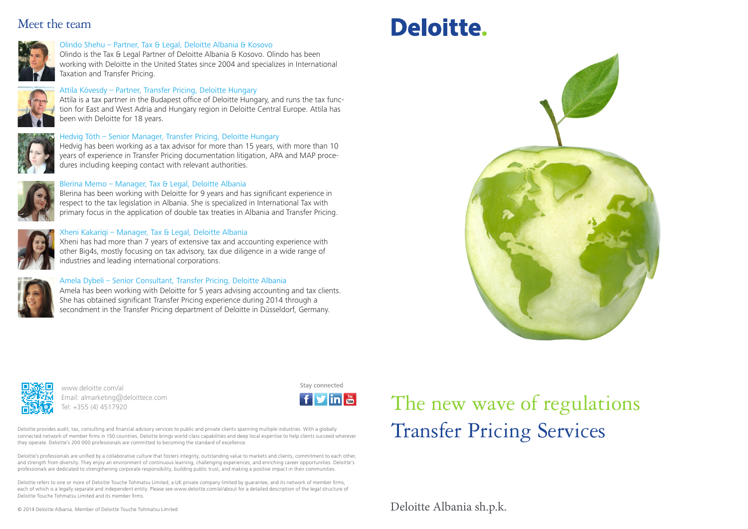# Meet the team

**Olindo Shehu – Partner, Tax & Legal, Deloitte Albania & Kosovo**
Olindo is the Tax & Legal Partner of Deloitte Albania & Kosovo. Olindo has been working with Deloitte in the United States since 2004 and specializes in International Taxation and Transfer Pricing.

**Attila Kövesdy – Partner, Transfer Pricing, Deloitte Hungary**
Attila is a tax partner in the Budapest office of Deloitte Hungary, and runs the tax function for East and West Adria and Hungary region in Deloitte Central Europe. Attila has been with Deloitte for 18 years.

**Hedvig Tóth – Senior Manager, Transfer Pricing, Deloitte Hungary**
Hedvig has been working as a tax advisor for more than 15 years, with more than 10 years of experience in Transfer Pricing documentation litigation, APA and MAP procedures including keeping contact with relevant authorities.

**Blerina Memo – Manager, Tax & Legal, Deloitte Albania**
Blerina has been working with Deloitte for 9 years and has significant experience in respect to the tax legislation in Albania. She is specialized in International Tax with primary focus in the application of double tax treaties in Albania and Transfer Pricing.

**Xheni Kakariqi – Manager, Tax & Legal, Deloitte Albania**
Xheni has had more than 7 years of extensive tax and accounting experience with other Big4s, mostly focusing on tax advisory, tax due diligence in a wide range of industries and leading international corporations.

**Amela Dybeli – Senior Consultant, Transfer Pricing, Deloitte Albania**
Amela has been working with Deloitte for 5 years advising accounting and tax clients. She has obtained significant Transfer Pricing experience during 2014 through a secondment in the Transfer Pricing department of Deloitte in Düsseldorf, Germany.

www.deloitte.com/al
Email: almarketing@deloittece.com
Tel: +355 (4) 4517920

Stay connected

Deloitte provides audit, tax, consulting and financial advisory services to public and private clients spanning multiple industries. With a globally connected network of member firms in 150 countries, Deloitte brings world-class capabilities and deep local expertise to help clients succeed wherever they operate. Deloitte's 200 000 professionals are committed to becoming the standard of excellence.

Deloitte's professionals are unified by a collaborative culture that fosters integrity, outstanding value to markets and clients, commitment to each other, and strength from diversity. They enjoy an environment of continuous learning, challenging experiences, and enriching career opportunities. Deloitte's professionals are dedicated to strengthening corporate responsibility, building public trust, and making a positive impact in their communities.

Deloitte refers to one or more of Deloitte Touche Tohmatsu Limited, a UK private company limited by guarantee, and its network of member firms, each of which is a legally separate and independent entity. Please see www.deloitte.com/al/about for a detailed description of the legal structure of Deloitte Touche Tohmatsu Limited and its member firms.

© 2014 Deloitte Albania. Member of Deloitte Touche Tohmatsu Limited

# Deloitte.

# The new wave of regulations
# Transfer Pricing Services

Deloitte Albania sh.p.k.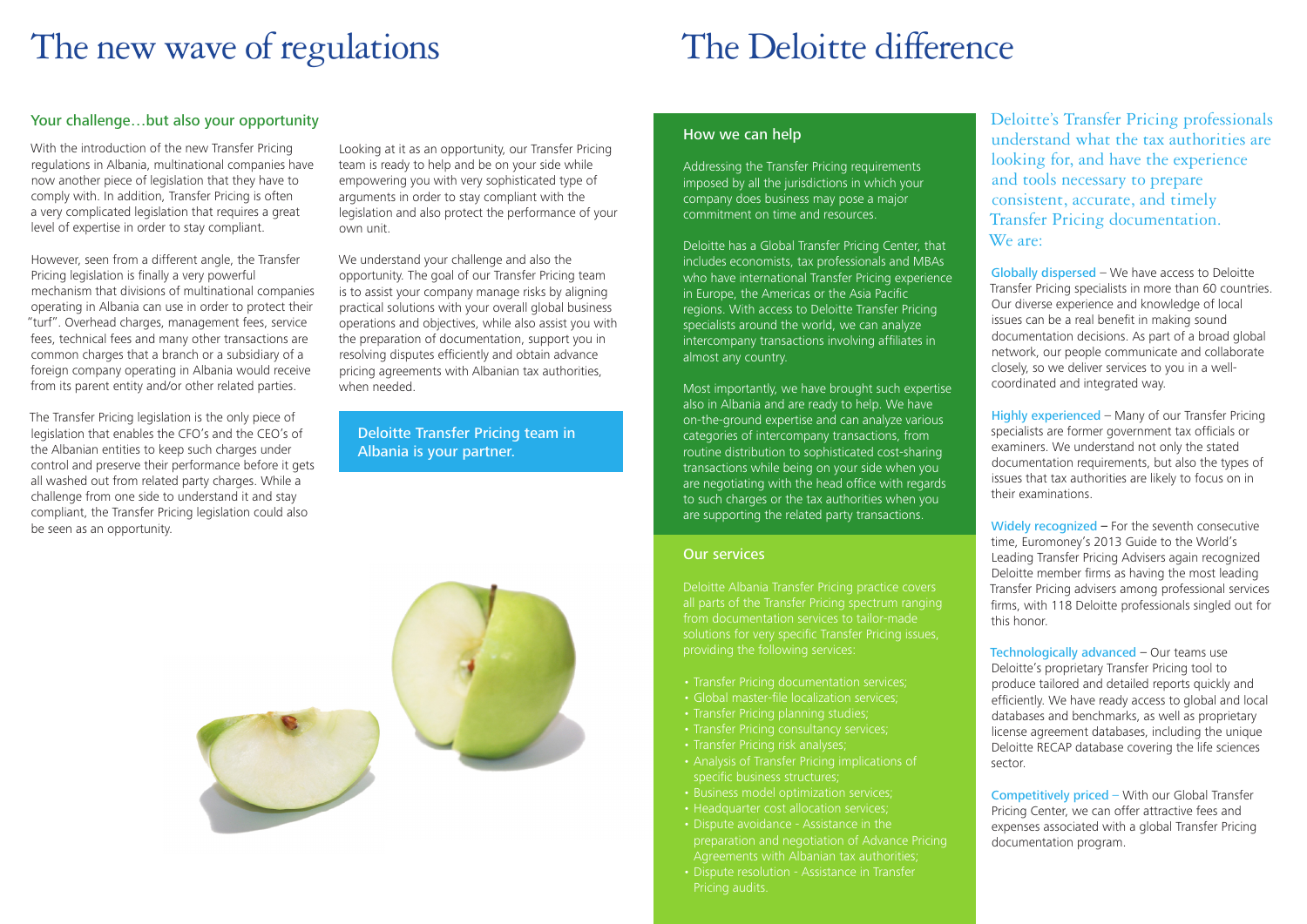# The new wave of regulations

## Your challenge…but also your opportunity

With the introduction of the new Transfer Pricing regulations in Albania, multinational companies have now another piece of legislation that they have to comply with. In addition, Transfer Pricing is often a very complicated legislation that requires a great level of expertise in order to stay compliant.

However, seen from a different angle, the Transfer Pricing legislation is finally a very powerful mechanism that divisions of multinational companies operating in Albania can use in order to protect their "turf". Overhead charges, management fees, service fees, technical fees and many other transactions are common charges that a branch or a subsidiary of a foreign company operating in Albania would receive from its parent entity and/or other related parties.

The Transfer Pricing legislation is the only piece of legislation that enables the CFO's and the CEO's of the Albanian entities to keep such charges under control and preserve their performance before it gets all washed out from related party charges. While a challenge from one side to understand it and stay compliant, the Transfer Pricing legislation could also be seen as an opportunity.

Looking at it as an opportunity, our Transfer Pricing team is ready to help and be on your side while empowering you with very sophisticated type of arguments in order to stay compliant with the legislation and also protect the performance of your own unit.

We understand your challenge and also the opportunity. The goal of our Transfer Pricing team is to assist your company manage risks by aligning practical solutions with your overall global business operations and objectives, while also assist you with the preparation of documentation, support you in resolving disputes efficiently and obtain advance pricing agreements with Albanian tax authorities, when needed.

**Deloitte Transfer Pricing team in Albania is your partner.**

# The Deloitte difference

## How we can help

Addressing the Transfer Pricing requirements imposed by all the jurisdictions in which your company does business may pose a major commitment on time and resources.

Deloitte has a Global Transfer Pricing Center, that includes economists, tax professionals and MBAs who have international Transfer Pricing experience in Europe, the Americas or the Asia Pacific regions. With access to Deloitte Transfer Pricing specialists around the world, we can analyze intercompany transactions involving affiliates in almost any country.

Most importantly, we have brought such expertise also in Albania and are ready to help. We have on-the-ground expertise and can analyze various categories of intercompany transactions, from routine distribution to sophisticated cost-sharing transactions while being on your side when you are negotiating with the head office with regards to such charges or the tax authorities when you are supporting the related party transactions.

## Our services

Deloitte Albania Transfer Pricing practice covers all parts of the Transfer Pricing spectrum ranging from documentation services to tailor-made solutions for very specific Transfer Pricing issues, providing the following services:

- Transfer Pricing documentation services;
- Global master-file localization services;
- Transfer Pricing planning studies;
- Transfer Pricing consultancy services;
- Transfer Pricing risk analyses;
- Analysis of Transfer Pricing implications of specific business structures;
- Business model optimization services;
- Headquarter cost allocation services;
- Dispute avoidance - Assistance in the preparation and negotiation of Advance Pricing Agreements with Albanian tax authorities;
- Dispute resolution - Assistance in Transfer Pricing audits.

Deloitte's Transfer Pricing professionals understand what the tax authorities are looking for, and have the experience and tools necessary to prepare consistent, accurate, and timely Transfer Pricing documentation. We are:

**Globally dispersed** – We have access to Deloitte Transfer Pricing specialists in more than 60 countries. Our diverse experience and knowledge of local issues can be a real benefit in making sound documentation decisions. As part of a broad global network, our people communicate and collaborate closely, so we deliver services to you in a well-coordinated and integrated way.

**Highly experienced** – Many of our Transfer Pricing specialists are former government tax officials or examiners. We understand not only the stated documentation requirements, but also the types of issues that tax authorities are likely to focus on in their examinations.

**Widely recognized** – For the seventh consecutive time, Euromoney's 2013 Guide to the World's Leading Transfer Pricing Advisers again recognized Deloitte member firms as having the most leading Transfer Pricing advisers among professional services firms, with 118 Deloitte professionals singled out for this honor.

**Technologically advanced** – Our teams use Deloitte's proprietary Transfer Pricing tool to produce tailored and detailed reports quickly and efficiently. We have ready access to global and local databases and benchmarks, as well as proprietary license agreement databases, including the unique Deloitte RECAP database covering the life sciences sector.

**Competitively priced** – With our Global Transfer Pricing Center, we can offer attractive fees and expenses associated with a global Transfer Pricing documentation program.